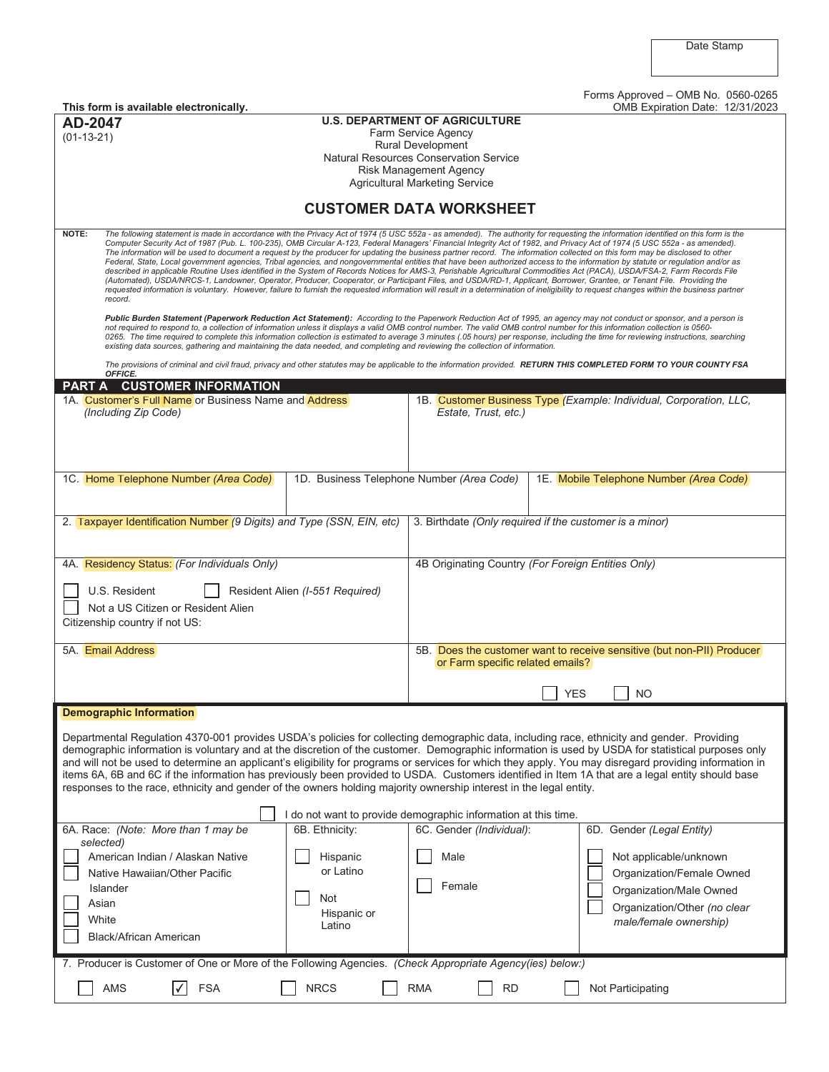Date Stamp

Forms Approved – OMB No. 0560-0265
OMB Expiration Date: 12/31/2023

**This form is available electronically.**

**AD-2047**
(01-13-21)

**U.S. DEPARTMENT OF AGRICULTURE**
Farm Service Agency
Rural Development
Natural Resources Conservation Service
Risk Management Agency
Agricultural Marketing Service

# CUSTOMER DATA WORKSHEET

**NOTE:** *The following statement is made in accordance with the Privacy Act of 1974 (5 USC 552a - as amended). The authority for requesting the information identified on this form is the Computer Security Act of 1987 (Pub. L. 100-235), OMB Circular A-123, Federal Managers' Financial Integrity Act of 1982, and Privacy Act of 1974 (5 USC 552a - as amended). The information will be used to document a request by the producer for updating the business partner record. The information collected on this form may be disclosed to other Federal, State, Local government agencies, Tribal agencies, and nongovernmental entities that have been authorized access to the information by statute or regulation and/or as described in applicable Routine Uses identified in the System of Records Notices for AMS-3, Perishable Agricultural Commodities Act (PACA), USDA/FSA-2, Farm Records File (Automated), USDA/NRCS-1, Landowner, Operator, Producer, Cooperator, or Participant Files, and USDA/RD-1, Applicant, Borrower, Grantee, or Tenant File. Providing the requested information is voluntary. However, failure to furnish the requested information will result in a determination of ineligibility to request changes within the business partner record.*

***Public Burden Statement (Paperwork Reduction Act Statement):*** *According to the Paperwork Reduction Act of 1995, an agency may not conduct or sponsor, and a person is not required to respond to, a collection of information unless it displays a valid OMB control number. The valid OMB control number for this information collection is 0560-0265. The time required to complete this information collection is estimated to average 3 minutes (.05 hours) per response, including the time for reviewing instructions, searching existing data sources, gathering and maintaining the data needed, and completing and reviewing the collection of information.*

*The provisions of criminal and civil fraud, privacy and other statutes may be applicable to the information provided.* ***RETURN THIS COMPLETED FORM TO YOUR COUNTY FSA OFFICE.***

## PART A CUSTOMER INFORMATION

| 1A. Customer's Full Name or Business Name and Address *(Including Zip Code)* | 1B. Customer Business Type *(Example: Individual, Corporation, LLC, Estate, Trust, etc.)* |
|---|---|
| | |

| 1C. Home Telephone Number *(Area Code)* | 1D. Business Telephone Number *(Area Code)* | 1E. Mobile Telephone Number *(Area Code)* |
|---|---|---|
| | | |

| 2. Taxpayer Identification Number *(9 Digits) and Type (SSN, EIN, etc)* | 3. Birthdate *(Only required if the customer is a minor)* |
|---|---|
| | |

| 4A. Residency Status: *(For Individuals Only)* | 4B Originating Country *(For Foreign Entities Only)* |
|---|---|
| ☐ U.S. Resident ☐ Resident Alien *(I-551 Required)* ☐ Not a US Citizen or Resident Alien Citizenship country if not US: | |

| 5A. Email Address | 5B. Does the customer want to receive sensitive (but non-PII) Producer or Farm specific related emails? |
|---|---|
| | ☐ YES ☐ NO |

**Demographic Information**

Departmental Regulation 4370-001 provides USDA's policies for collecting demographic data, including race, ethnicity and gender. Providing demographic information is voluntary and at the discretion of the customer. Demographic information is used by USDA for statistical purposes only and will not be used to determine an applicant's eligibility for programs or services for which they apply. You may disregard providing information in items 6A, 6B and 6C if the information has previously been provided to USDA. Customers identified in Item 1A that are a legal entity should base responses to the race, ethnicity and gender of the owners holding majority ownership interest in the legal entity.

☐ I do not want to provide demographic information at this time.

| 6A. Race: *(Note: More than 1 may be selected)* | 6B. Ethnicity: | 6C. Gender *(Individual)*: | 6D. Gender *(Legal Entity)* |
|---|---|---|---|
| ☐ American Indian / Alaskan Native | ☐ Hispanic or Latino | ☐ Male | ☐ Not applicable/unknown |
| ☐ Native Hawaiian/Other Pacific Islander | ☐ Not Hispanic or Latino | ☐ Female | ☐ Organization/Female Owned |
| ☐ Asian | | | ☐ Organization/Male Owned |
| ☐ White | | | ☐ Organization/Other *(no clear male/female ownership)* |
| ☐ Black/African American | | | |

7. Producer is Customer of One or More of the Following Agencies. *(Check Appropriate Agency(ies) below:)*

☐ AMS ☑ FSA ☐ NRCS ☐ RMA ☐ RD ☐ Not Participating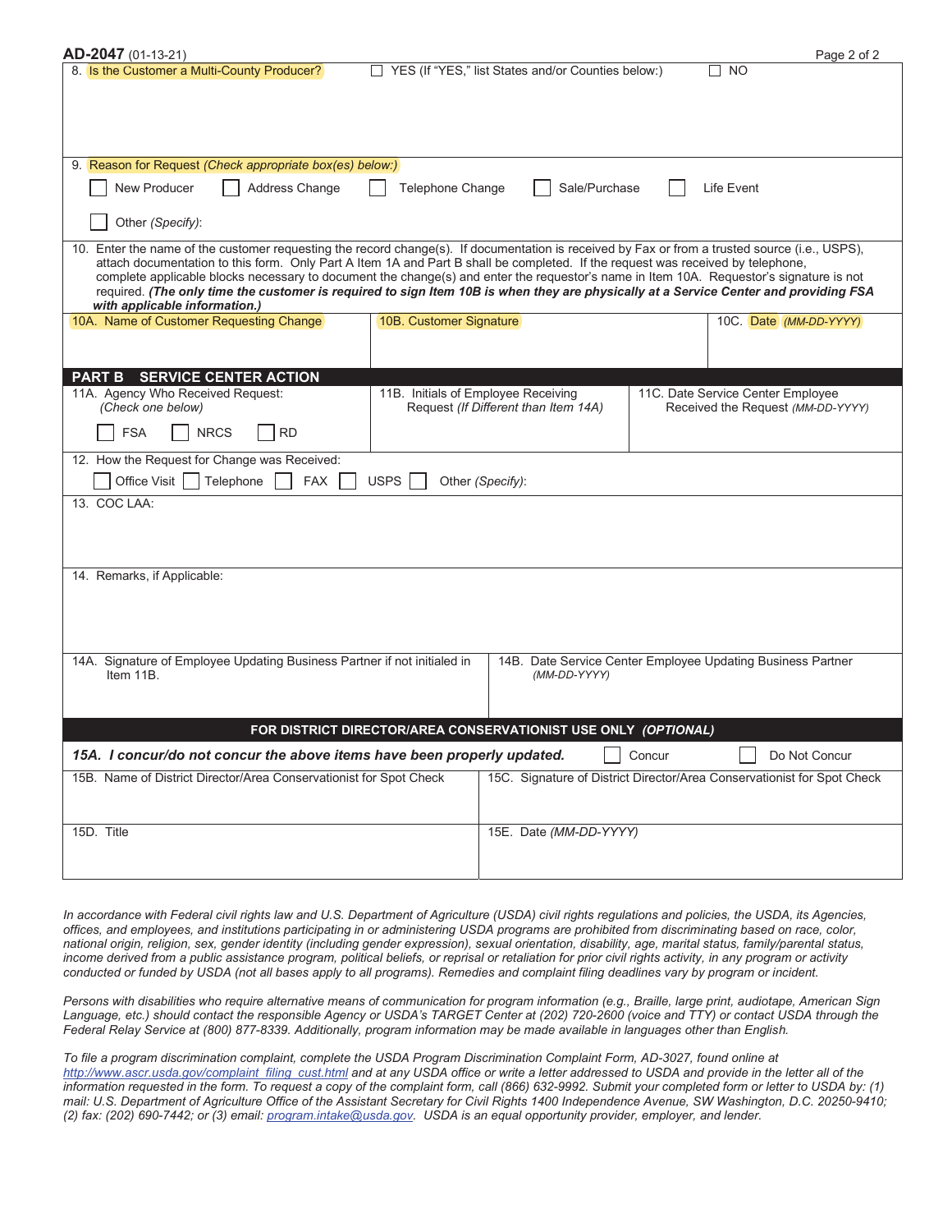AD-2047 (01-13-21)

8. Is the Customer a Multi-County Producer? ☐ YES (If "YES," list States and/or Counties below:) ☐ NO

9. Reason for Request *(Check appropriate box(es) below:)*

☐ New Producer ☐ Address Change ☐ Telephone Change ☐ Sale/Purchase ☐ Life Event

☐ Other *(Specify)*:

10. Enter the name of the customer requesting the record change(s). If documentation is received by Fax or from a trusted source (i.e., USPS), attach documentation to this form. Only Part A Item 1A and Part B shall be completed. If the request was received by telephone, complete applicable blocks necessary to document the change(s) and enter the requestor's name in Item 10A. Requestor's signature is not required. ***(The only time the customer is required to sign Item 10B is when they are physically at a Service Center and providing FSA with applicable information.)***

| 10A. Name of Customer Requesting Change | 10B. Customer Signature | 10C. Date *(MM-DD-YYYY)* |
|---|---|---|
| | | |

## PART B SERVICE CENTER ACTION

| 11A. Agency Who Received Request: *(Check one below)* ☐ FSA ☐ NRCS ☐ RD | 11B. Initials of Employee Receiving Request *(If Different than Item 14A)* | 11C. Date Service Center Employee Received the Request *(MM-DD-YYYY)* |
|---|---|---|
| | | |

12. How the Request for Change was Received:

☐ Office Visit ☐ Telephone ☐ FAX ☐ USPS ☐ Other *(Specify)*:

13. COC LAA:

14. Remarks, if Applicable:

| 14A. Signature of Employee Updating Business Partner if not initialed in Item 11B. | 14B. Date Service Center Employee Updating Business Partner *(MM-DD-YYYY)* |
|---|---|
| | |

## FOR DISTRICT DIRECTOR/AREA CONSERVATIONIST USE ONLY *(OPTIONAL)*

***15A. I concur/do not concur the above items have been properly updated.*** ☐ Concur ☐ Do Not Concur

| 15B. Name of District Director/Area Conservationist for Spot Check | 15C. Signature of District Director/Area Conservationist for Spot Check |
|---|---|
| | |
| **15D. Title** | **15E. Date *(MM-DD-YYYY)*** |
| | |

*In accordance with Federal civil rights law and U.S. Department of Agriculture (USDA) civil rights regulations and policies, the USDA, its Agencies, offices, and employees, and institutions participating in or administering USDA programs are prohibited from discriminating based on race, color, national origin, religion, sex, gender identity (including gender expression), sexual orientation, disability, age, marital status, family/parental status, income derived from a public assistance program, political beliefs, or reprisal or retaliation for prior civil rights activity, in any program or activity conducted or funded by USDA (not all bases apply to all programs). Remedies and complaint filing deadlines vary by program or incident.*

*Persons with disabilities who require alternative means of communication for program information (e.g., Braille, large print, audiotape, American Sign Language, etc.) should contact the responsible Agency or USDA's TARGET Center at (202) 720-2600 (voice and TTY) or contact USDA through the Federal Relay Service at (800) 877-8339. Additionally, program information may be made available in languages other than English.*

*To file a program discrimination complaint, complete the USDA Program Discrimination Complaint Form, AD-3027, found online at http://www.ascr.usda.gov/complaint_filing_cust.html and at any USDA office or write a letter addressed to USDA and provide in the letter all of the information requested in the form. To request a copy of the complaint form, call (866) 632-9992. Submit your completed form or letter to USDA by: (1) mail: U.S. Department of Agriculture Office of the Assistant Secretary for Civil Rights 1400 Independence Avenue, SW Washington, D.C. 20250-9410; (2) fax: (202) 690-7442; or (3) email: program.intake@usda.gov. USDA is an equal opportunity provider, employer, and lender.*